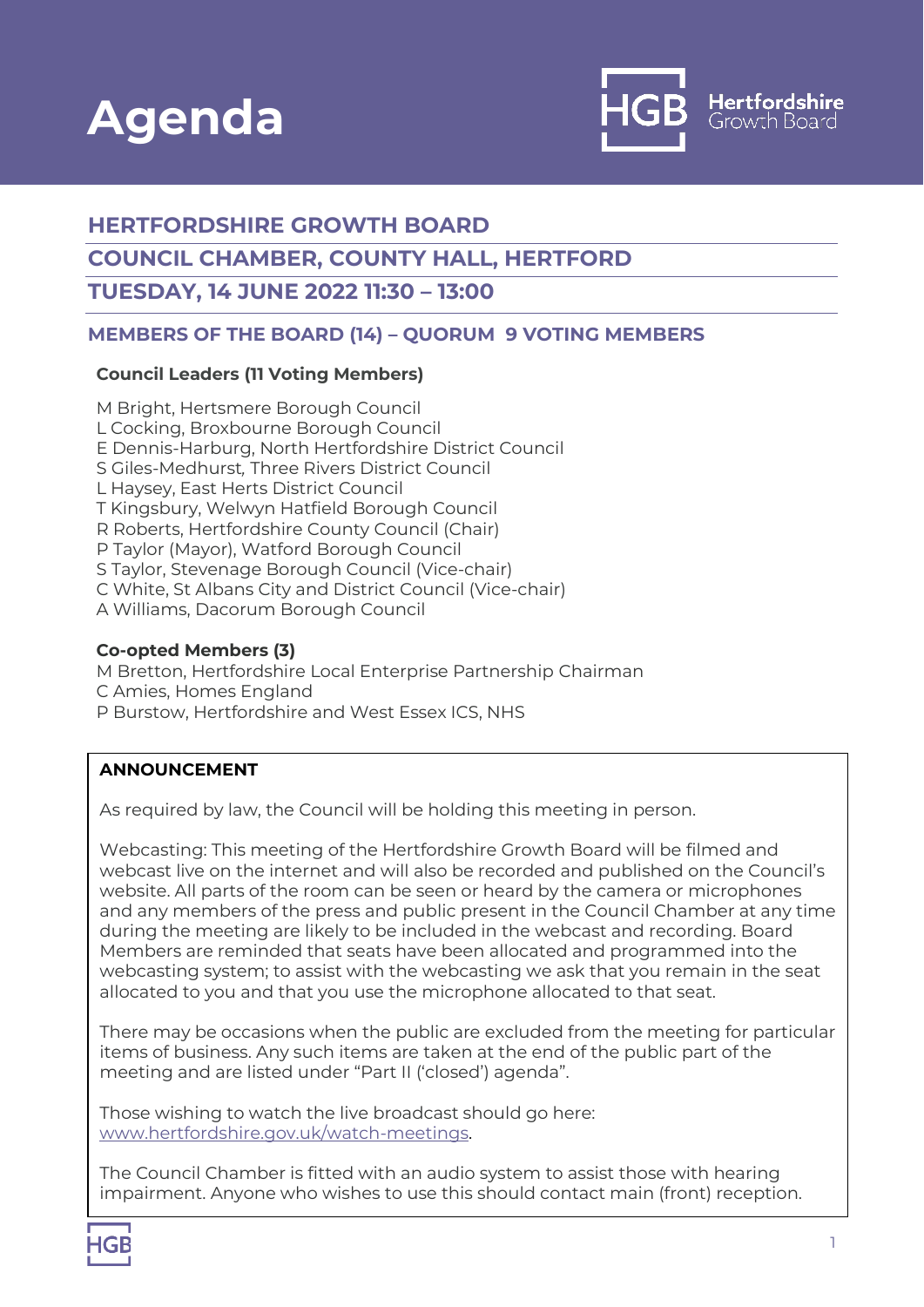# Agenda

Hertfordshire Growth Board

## HERTFORDSHIRE GROWTH BOARD

## COUNCIL CHAMBER, COUNTY HALL, HERTFORD

## TUESDAY, 14 JUNE 2022 11:30 – 13:00

### MEMBERS OF THE BOARD (14) – QUORUM 9 VOTING MEMBERS

**Council Leaders (11 Voting Members)**

M Bright, Hertsmere Borough Council
L Cocking, Broxbourne Borough Council
E Dennis-Harburg, North Hertfordshire District Council
S Giles-Medhurst, Three Rivers District Council
L Haysey, East Herts District Council
T Kingsbury, Welwyn Hatfield Borough Council
R Roberts, Hertfordshire County Council (Chair)
P Taylor (Mayor), Watford Borough Council
S Taylor, Stevenage Borough Council (Vice-chair)
C White, St Albans City and District Council (Vice-chair)
A Williams, Dacorum Borough Council

**Co-opted Members (3)**
M Bretton, Hertfordshire Local Enterprise Partnership Chairman
C Amies, Homes England
P Burstow, Hertfordshire and West Essex ICS, NHS

**ANNOUNCEMENT**

As required by law, the Council will be holding this meeting in person.

Webcasting: This meeting of the Hertfordshire Growth Board will be filmed and webcast live on the internet and will also be recorded and published on the Council's website. All parts of the room can be seen or heard by the camera or microphones and any members of the press and public present in the Council Chamber at any time during the meeting are likely to be included in the webcast and recording. Board Members are reminded that seats have been allocated and programmed into the webcasting system; to assist with the webcasting we ask that you remain in the seat allocated to you and that you use the microphone allocated to that seat.

There may be occasions when the public are excluded from the meeting for particular items of business. Any such items are taken at the end of the public part of the meeting and are listed under "Part II ('closed') agenda".

Those wishing to watch the live broadcast should go here: www.hertfordshire.gov.uk/watch-meetings.

The Council Chamber is fitted with an audio system to assist those with hearing impairment. Anyone who wishes to use this should contact main (front) reception.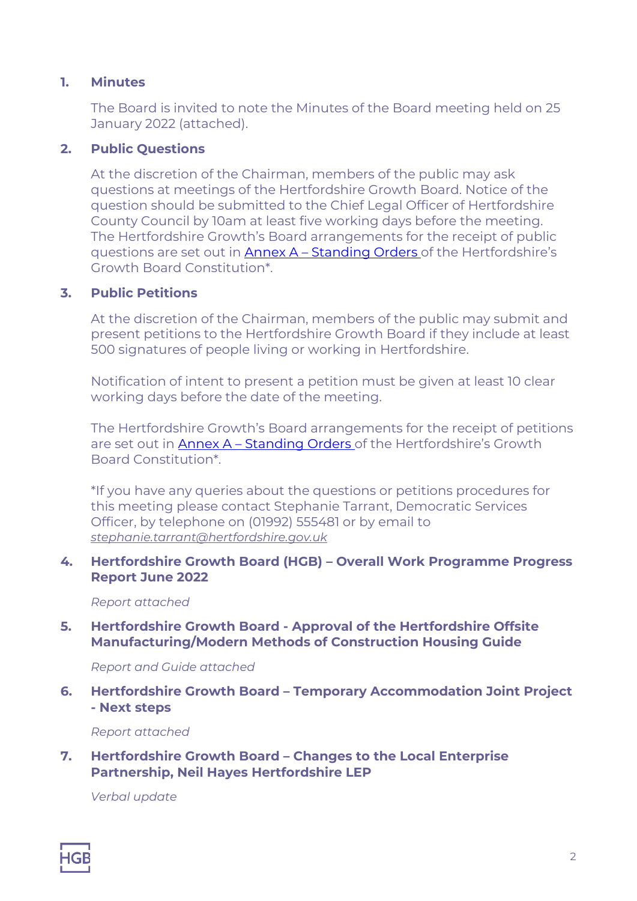**1. Minutes**

The Board is invited to note the Minutes of the Board meeting held on 25 January 2022 (attached).

**2. Public Questions**

At the discretion of the Chairman, members of the public may ask questions at meetings of the Hertfordshire Growth Board. Notice of the question should be submitted to the Chief Legal Officer of Hertfordshire County Council by 10am at least five working days before the meeting. The Hertfordshire Growth's Board arrangements for the receipt of public questions are set out in Annex A – Standing Orders of the Hertfordshire's Growth Board Constitution*.

**3. Public Petitions**

At the discretion of the Chairman, members of the public may submit and present petitions to the Hertfordshire Growth Board if they include at least 500 signatures of people living or working in Hertfordshire.

Notification of intent to present a petition must be given at least 10 clear working days before the date of the meeting.

The Hertfordshire Growth's Board arrangements for the receipt of petitions are set out in Annex A – Standing Orders of the Hertfordshire's Growth Board Constitution*.

*If you have any queries about the questions or petitions procedures for this meeting please contact Stephanie Tarrant, Democratic Services Officer, by telephone on (01992) 555481 or by email to *stephanie.tarrant@hertfordshire.gov.uk*

**4. Hertfordshire Growth Board (HGB) – Overall Work Programme Progress Report June 2022**

*Report attached*

**5. Hertfordshire Growth Board - Approval of the Hertfordshire Offsite Manufacturing/Modern Methods of Construction Housing Guide**

*Report and Guide attached*

**6. Hertfordshire Growth Board – Temporary Accommodation Joint Project - Next steps**

*Report attached*

**7. Hertfordshire Growth Board – Changes to the Local Enterprise Partnership, Neil Hayes Hertfordshire LEP**

*Verbal update*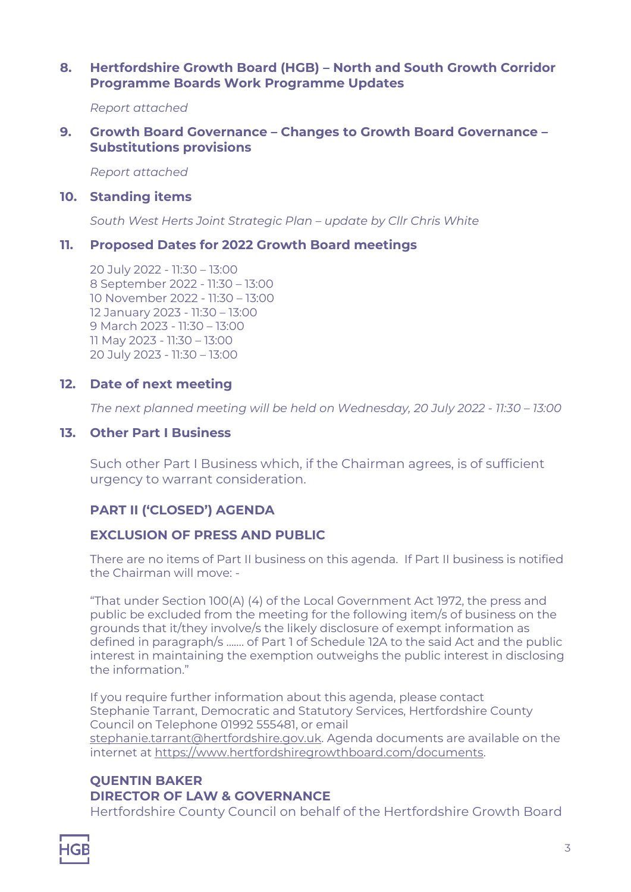## 8. Hertfordshire Growth Board (HGB) – North and South Growth Corridor Programme Boards Work Programme Updates

*Report attached*

## 9. Growth Board Governance – Changes to Growth Board Governance – Substitutions provisions

*Report attached*

## 10. Standing items

*South West Herts Joint Strategic Plan – update by Cllr Chris White*

## 11. Proposed Dates for 2022 Growth Board meetings

20 July 2022 - 11:30 – 13:00
8 September 2022 - 11:30 – 13:00
10 November 2022 - 11:30 – 13:00
12 January 2023 - 11:30 – 13:00
9 March 2023 - 11:30 – 13:00
11 May 2023 - 11:30 – 13:00
20 July 2023 - 11:30 – 13:00

## 12. Date of next meeting

*The next planned meeting will be held on Wednesday, 20 July 2022 - 11:30 – 13:00*

## 13. Other Part I Business

Such other Part I Business which, if the Chairman agrees, is of sufficient urgency to warrant consideration.

### PART II ('CLOSED') AGENDA

### EXCLUSION OF PRESS AND PUBLIC

There are no items of Part II business on this agenda. If Part II business is notified the Chairman will move: -

"That under Section 100(A) (4) of the Local Government Act 1972, the press and public be excluded from the meeting for the following item/s of business on the grounds that it/they involve/s the likely disclosure of exempt information as defined in paragraph/s ……. of Part 1 of Schedule 12A to the said Act and the public interest in maintaining the exemption outweighs the public interest in disclosing the information."

If you require further information about this agenda, please contact Stephanie Tarrant, Democratic and Statutory Services, Hertfordshire County Council on Telephone 01992 555481, or email stephanie.tarrant@hertfordshire.gov.uk. Agenda documents are available on the internet at https://www.hertfordshiregrowthboard.com/documents.

**QUENTIN BAKER**
**DIRECTOR OF LAW & GOVERNANCE**
Hertfordshire County Council on behalf of the Hertfordshire Growth Board